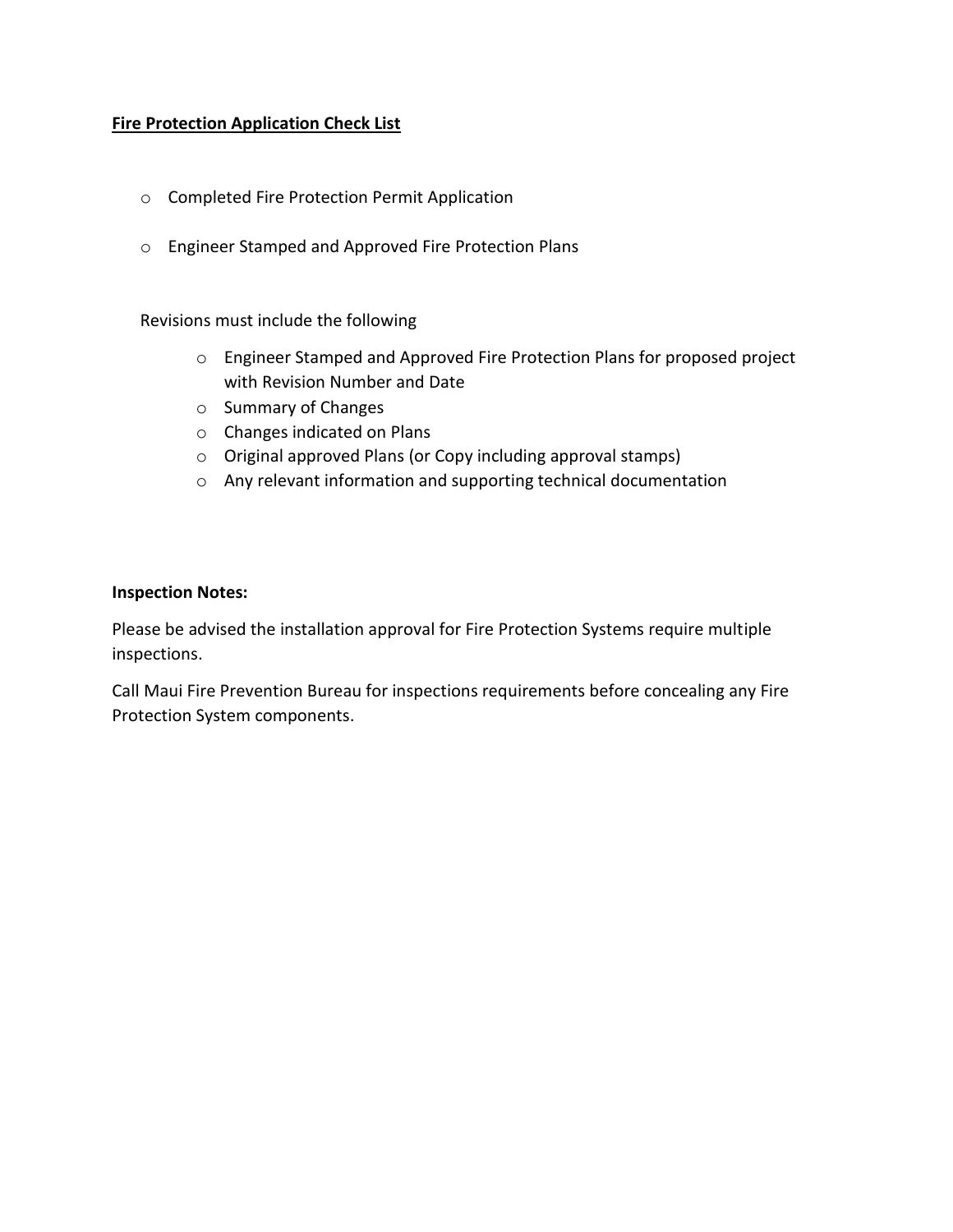**Fire Protection Application Check List**

- Completed Fire Protection Permit Application
- Engineer Stamped and Approved Fire Protection Plans

Revisions must include the following

- Engineer Stamped and Approved Fire Protection Plans for proposed project with Revision Number and Date
- Summary of Changes
- Changes indicated on Plans
- Original approved Plans (or Copy including approval stamps)
- Any relevant information and supporting technical documentation

**Inspection Notes:**

Please be advised the installation approval for Fire Protection Systems require multiple inspections.

Call Maui Fire Prevention Bureau for inspections requirements before concealing any Fire Protection System components.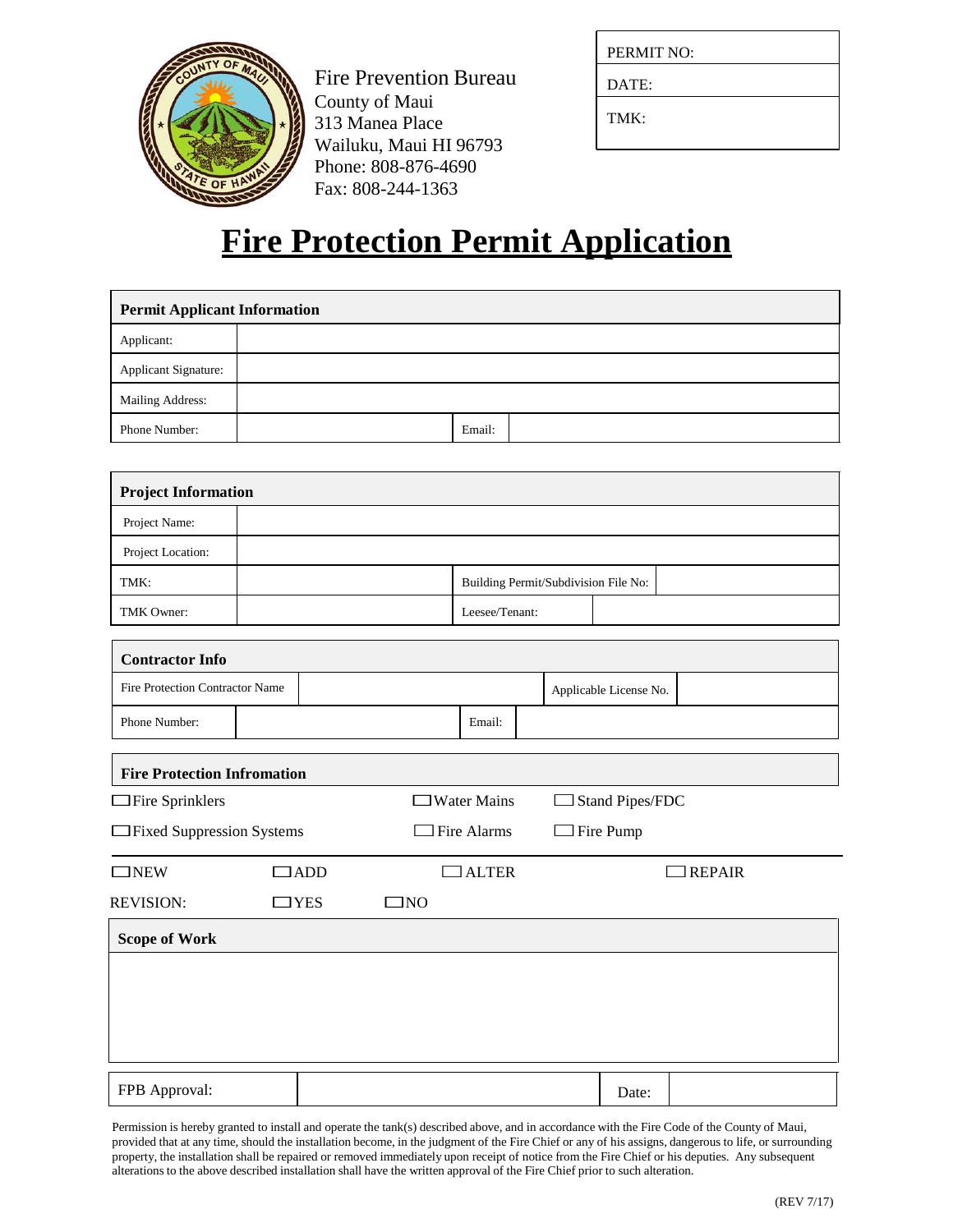Fire Prevention Bureau
County of Maui
313 Manea Place
Wailuku, Maui HI 96793
Phone: 808-876-4690
Fax: 808-244-1363

| | |
|---|---|
| PERMIT NO: | |
| DATE: | |
| TMK: | |

# Fire Protection Permit Application

| Permit Applicant Information | | | |
|---|---|---|---|
| Applicant: | | | |
| Applicant Signature: | | | |
| Mailing Address: | | | |
| Phone Number: | | Email: | |

| Project Information | | | |
|---|---|---|---|
| Project Name: | | | |
| Project Location: | | | |
| TMK: | | Building Permit/Subdivision File No: | |
| TMK Owner: | | Leesee/Tenant: | |

| Contractor Info | | | |
|---|---|---|---|
| Fire Protection Contractor Name | | Applicable License No. | |
| Phone Number: | | Email: | |

**Fire Protection Infromation**

☐ Fire Sprinklers ☐ Water Mains ☐ Stand Pipes/FDC

☐ Fixed Suppression Systems ☐ Fire Alarms ☐ Fire Pump

☐ NEW ☐ ADD ☐ ALTER ☐ REPAIR

REVISION: ☐ YES ☐ NO

**Scope of Work**

| | | | |
|---|---|---|---|
| FPB Approval: | | Date: | |

Permission is hereby granted to install and operate the tank(s) described above, and in accordance with the Fire Code of the County of Maui, provided that at any time, should the installation become, in the judgment of the Fire Chief or any of his assigns, dangerous to life, or surrounding property, the installation shall be repaired or removed immediately upon receipt of notice from the Fire Chief or his deputies. Any subsequent alterations to the above described installation shall have the written approval of the Fire Chief prior to such alteration.

(REV 7/17)